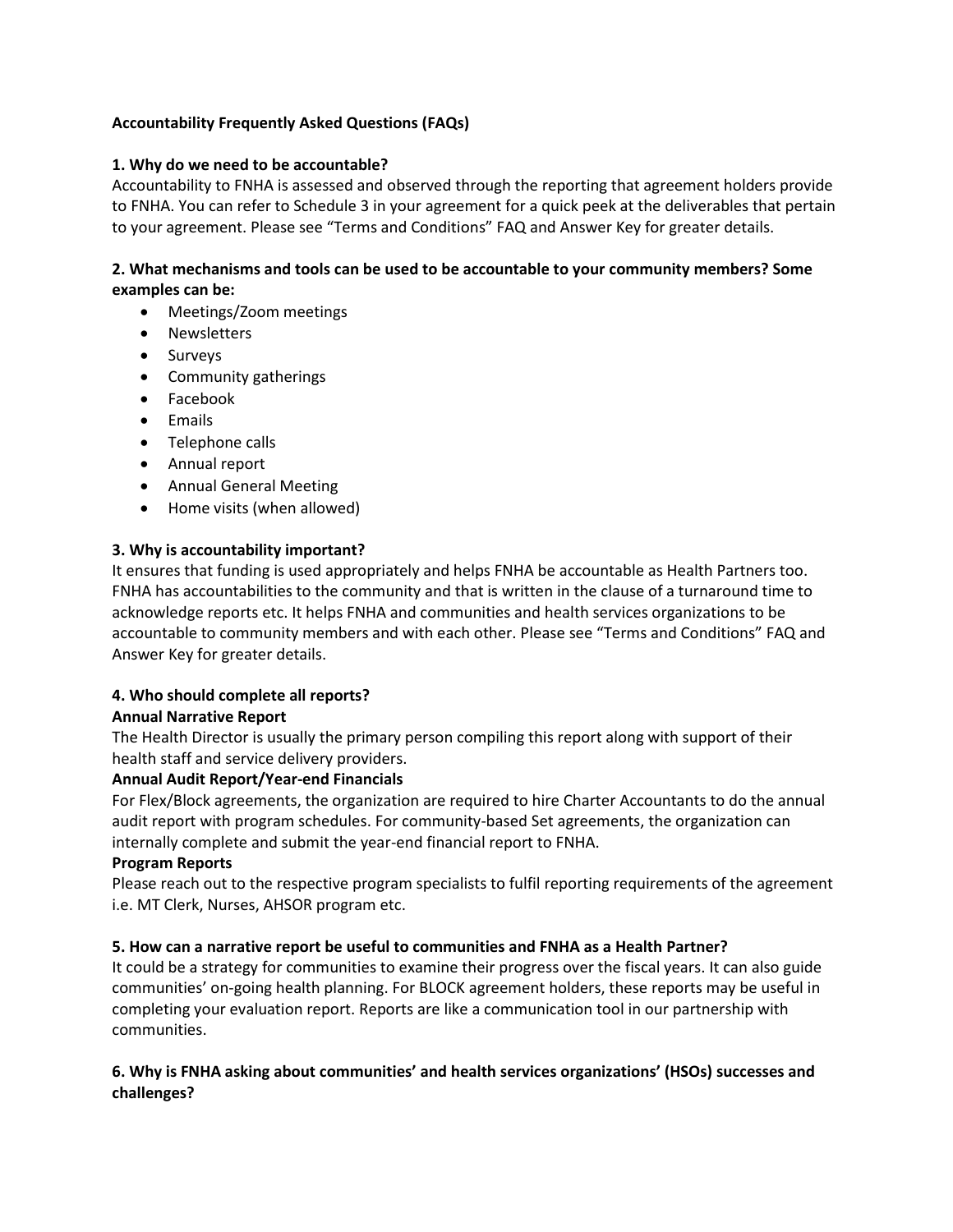**Accountability Frequently Asked Questions (FAQs)**

**1. Why do we need to be accountable?**

Accountability to FNHA is assessed and observed through the reporting that agreement holders provide to FNHA. You can refer to Schedule 3 in your agreement for a quick peek at the deliverables that pertain to your agreement. Please see "Terms and Conditions" FAQ and Answer Key for greater details.

**2. What mechanisms and tools can be used to be accountable to your community members? Some examples can be:**

- Meetings/Zoom meetings
- Newsletters
- Surveys
- Community gatherings
- Facebook
- Emails
- Telephone calls
- Annual report
- Annual General Meeting
- Home visits (when allowed)

**3. Why is accountability important?**

It ensures that funding is used appropriately and helps FNHA be accountable as Health Partners too. FNHA has accountabilities to the community and that is written in the clause of a turnaround time to acknowledge reports etc. It helps FNHA and communities and health services organizations to be accountable to community members and with each other. Please see "Terms and Conditions" FAQ and Answer Key for greater details.

**4. Who should complete all reports?**

**Annual Narrative Report**

The Health Director is usually the primary person compiling this report along with support of their health staff and service delivery providers.

**Annual Audit Report/Year-end Financials**

For Flex/Block agreements, the organization are required to hire Charter Accountants to do the annual audit report with program schedules. For community-based Set agreements, the organization can internally complete and submit the year-end financial report to FNHA.

**Program Reports**

Please reach out to the respective program specialists to fulfil reporting requirements of the agreement i.e. MT Clerk, Nurses, AHSOR program etc.

**5. How can a narrative report be useful to communities and FNHA as a Health Partner?**

It could be a strategy for communities to examine their progress over the fiscal years. It can also guide communities' on-going health planning. For BLOCK agreement holders, these reports may be useful in completing your evaluation report. Reports are like a communication tool in our partnership with communities.

**6. Why is FNHA asking about communities' and health services organizations' (HSOs) successes and challenges?**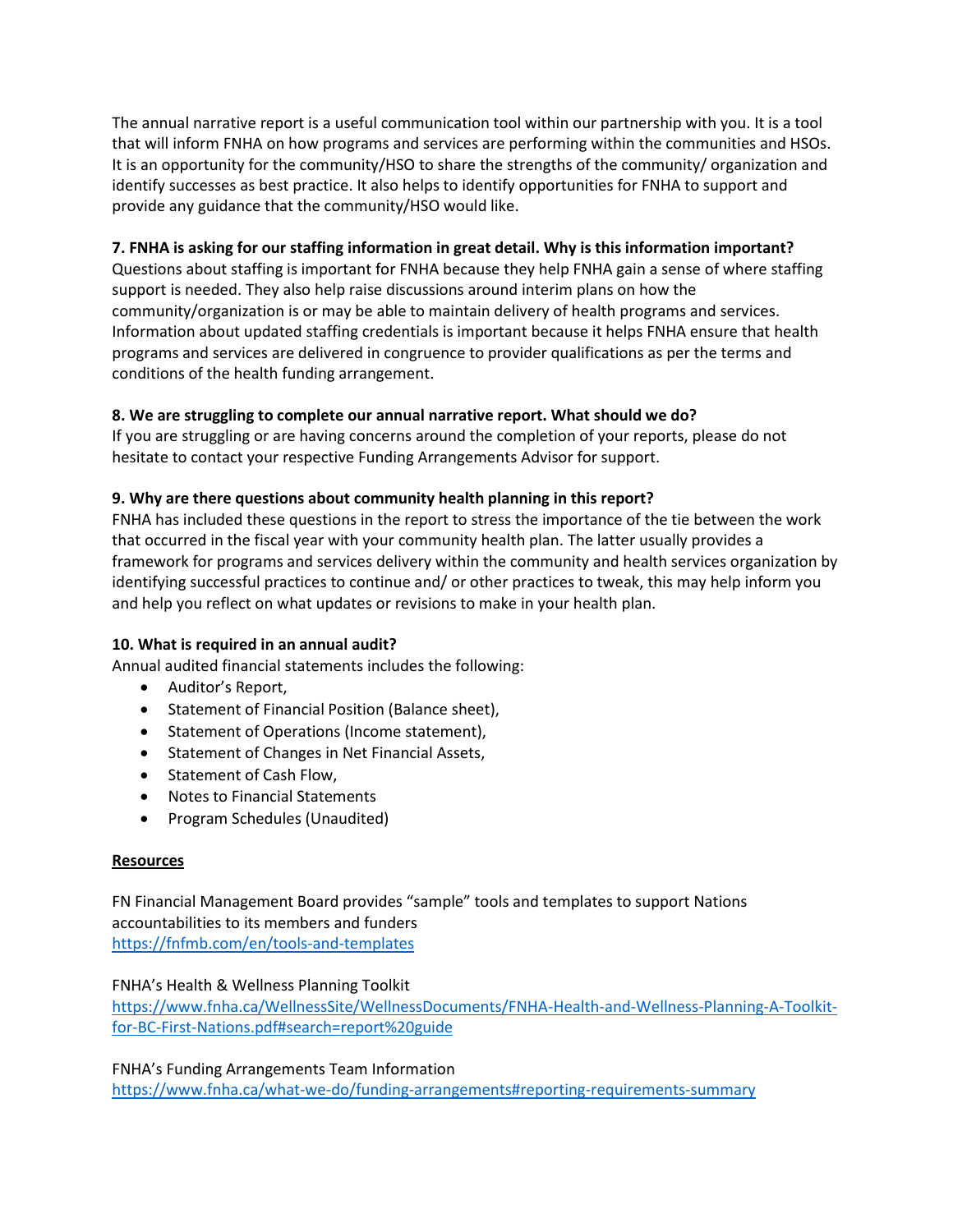The annual narrative report is a useful communication tool within our partnership with you. It is a tool that will inform FNHA on how programs and services are performing within the communities and HSOs. It is an opportunity for the community/HSO to share the strengths of the community/ organization and identify successes as best practice. It also helps to identify opportunities for FNHA to support and provide any guidance that the community/HSO would like.

**7. FNHA is asking for our staffing information in great detail. Why is this information important?**

Questions about staffing is important for FNHA because they help FNHA gain a sense of where staffing support is needed. They also help raise discussions around interim plans on how the community/organization is or may be able to maintain delivery of health programs and services. Information about updated staffing credentials is important because it helps FNHA ensure that health programs and services are delivered in congruence to provider qualifications as per the terms and conditions of the health funding arrangement.

**8. We are struggling to complete our annual narrative report. What should we do?**

If you are struggling or are having concerns around the completion of your reports, please do not hesitate to contact your respective Funding Arrangements Advisor for support.

**9. Why are there questions about community health planning in this report?**

FNHA has included these questions in the report to stress the importance of the tie between the work that occurred in the fiscal year with your community health plan. The latter usually provides a framework for programs and services delivery within the community and health services organization by identifying successful practices to continue and/ or other practices to tweak, this may help inform you and help you reflect on what updates or revisions to make in your health plan.

**10. What is required in an annual audit?**

Annual audited financial statements includes the following:

- Auditor's Report,
- Statement of Financial Position (Balance sheet),
- Statement of Operations (Income statement),
- Statement of Changes in Net Financial Assets,
- Statement of Cash Flow,
- Notes to Financial Statements
- Program Schedules (Unaudited)

**<u>Resources</u>**

FN Financial Management Board provides "sample" tools and templates to support Nations accountabilities to its members and funders
https://fnfmb.com/en/tools-and-templates

FNHA's Health & Wellness Planning Toolkit
https://www.fnha.ca/WellnessSite/WellnessDocuments/FNHA-Health-and-Wellness-Planning-A-Toolkit-for-BC-First-Nations.pdf#search=report%20guide

FNHA's Funding Arrangements Team Information
https://www.fnha.ca/what-we-do/funding-arrangements#reporting-requirements-summary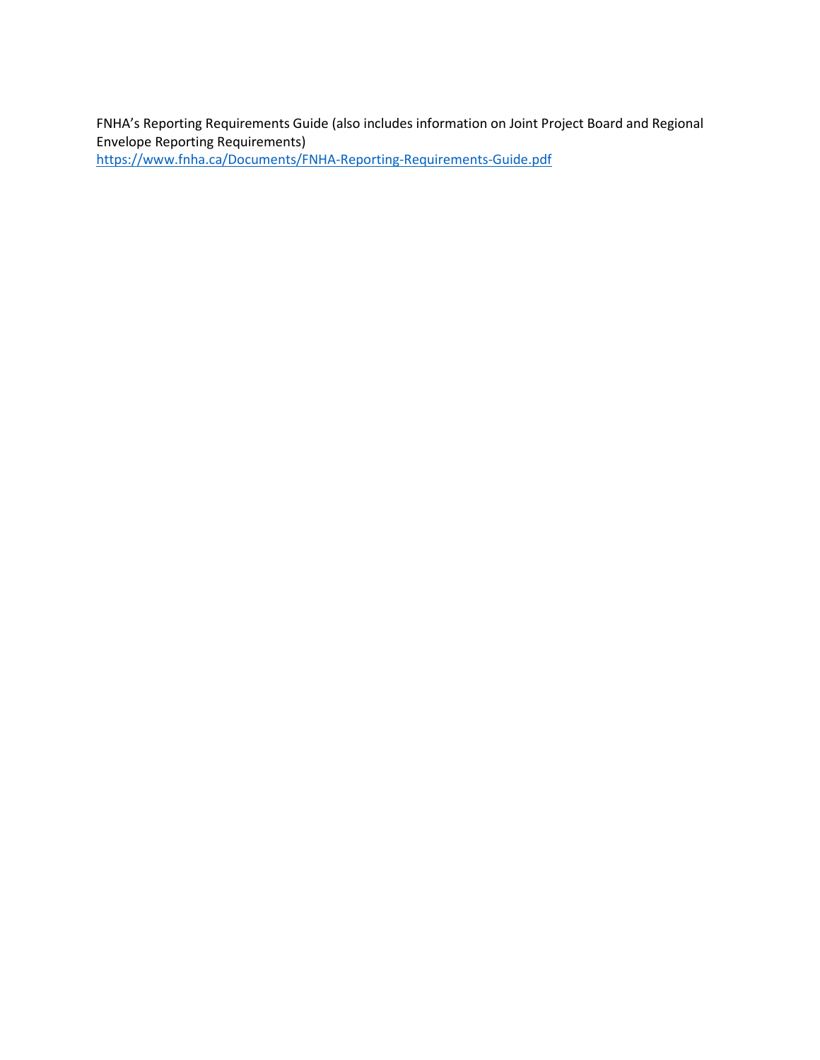FNHA's Reporting Requirements Guide (also includes information on Joint Project Board and Regional Envelope Reporting Requirements)
[https://www.fnha.ca/Documents/FNHA-Reporting-Requirements-Guide.pdf](https://www.fnha.ca/Documents/FNHA-Reporting-Requirements-Guide.pdf)